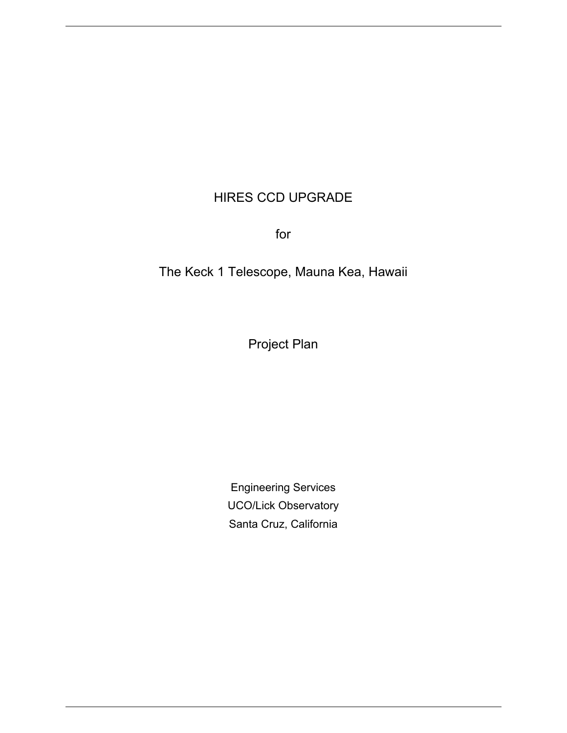# HIRES CCD UPGRADE

for

The Keck 1 Telescope, Mauna Kea, Hawaii

Project Plan

Engineering Services
UCO/Lick Observatory
Santa Cruz, California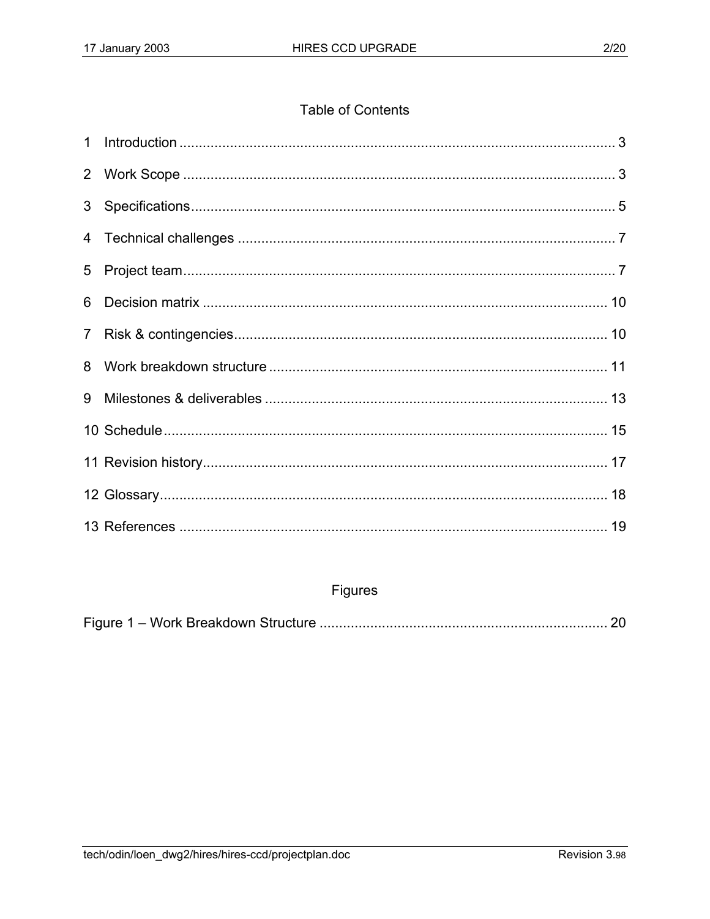# Table of Contents

1 Introduction ........................................................................................................ 3

2 Work Scope ........................................................................................................ 3

3 Specifications ..................................................................................................... 5

4 Technical challenges .......................................................................................... 7

5 Project team ........................................................................................................ 7

6 Decision matrix .................................................................................................. 10

7 Risk & contingencies ......................................................................................... 10

8 Work breakdown structure ................................................................................. 11

9 Milestones & deliverables .................................................................................. 13

10 Schedule ........................................................................................................... 15

11 Revision history ................................................................................................ 17

12 Glossary ............................................................................................................ 18

13 References ........................................................................................................ 19

# Figures

Figure 1 – Work Breakdown Structure .................................................................. 20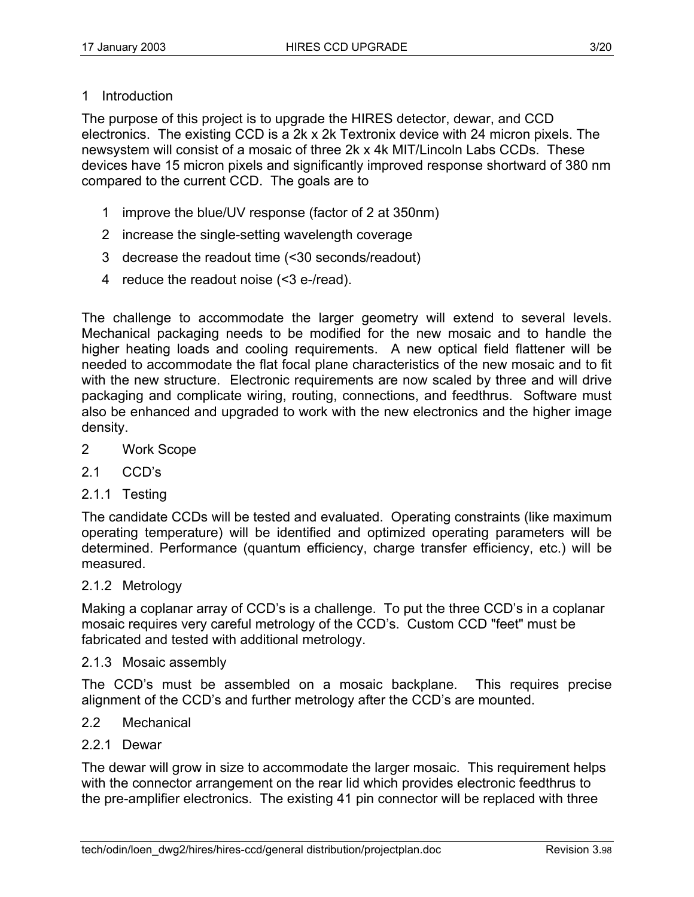# 1 Introduction

The purpose of this project is to upgrade the HIRES detector, dewar, and CCD electronics. The existing CCD is a 2k x 2k Textronix device with 24 micron pixels. The newsystem will consist of a mosaic of three 2k x 4k MIT/Lincoln Labs CCDs. These devices have 15 micron pixels and significantly improved response shortward of 380 nm compared to the current CCD. The goals are to

1. improve the blue/UV response (factor of 2 at 350nm)
2. increase the single-setting wavelength coverage
3. decrease the readout time (<30 seconds/readout)
4. reduce the readout noise (<3 e-/read).

The challenge to accommodate the larger geometry will extend to several levels. Mechanical packaging needs to be modified for the new mosaic and to handle the higher heating loads and cooling requirements. A new optical field flattener will be needed to accommodate the flat focal plane characteristics of the new mosaic and to fit with the new structure. Electronic requirements are now scaled by three and will drive packaging and complicate wiring, routing, connections, and feedthrus. Software must also be enhanced and upgraded to work with the new electronics and the higher image density.

# 2 Work Scope

## 2.1 CCD's

### 2.1.1 Testing

The candidate CCDs will be tested and evaluated. Operating constraints (like maximum operating temperature) will be identified and optimized operating parameters will be determined. Performance (quantum efficiency, charge transfer efficiency, etc.) will be measured.

### 2.1.2 Metrology

Making a coplanar array of CCD's is a challenge. To put the three CCD's in a coplanar mosaic requires very careful metrology of the CCD's. Custom CCD "feet" must be fabricated and tested with additional metrology.

### 2.1.3 Mosaic assembly

The CCD's must be assembled on a mosaic backplane. This requires precise alignment of the CCD's and further metrology after the CCD's are mounted.

## 2.2 Mechanical

### 2.2.1 Dewar

The dewar will grow in size to accommodate the larger mosaic. This requirement helps with the connector arrangement on the rear lid which provides electronic feedthrus to the pre-amplifier electronics. The existing 41 pin connector will be replaced with three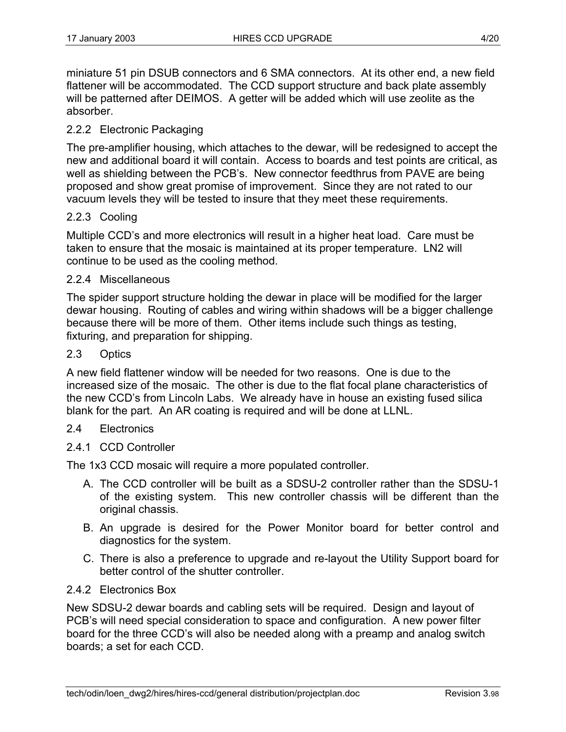miniature 51 pin DSUB connectors and 6 SMA connectors. At its other end, a new field flattener will be accommodated. The CCD support structure and back plate assembly will be patterned after DEIMOS. A getter will be added which will use zeolite as the absorber.

### 2.2.2 Electronic Packaging

The pre-amplifier housing, which attaches to the dewar, will be redesigned to accept the new and additional board it will contain. Access to boards and test points are critical, as well as shielding between the PCB's. New connector feedthrus from PAVE are being proposed and show great promise of improvement. Since they are not rated to our vacuum levels they will be tested to insure that they meet these requirements.

### 2.2.3 Cooling

Multiple CCD's and more electronics will result in a higher heat load. Care must be taken to ensure that the mosaic is maintained at its proper temperature. LN2 will continue to be used as the cooling method.

### 2.2.4 Miscellaneous

The spider support structure holding the dewar in place will be modified for the larger dewar housing. Routing of cables and wiring within shadows will be a bigger challenge because there will be more of them. Other items include such things as testing, fixturing, and preparation for shipping.

## 2.3 Optics

A new field flattener window will be needed for two reasons. One is due to the increased size of the mosaic. The other is due to the flat focal plane characteristics of the new CCD's from Lincoln Labs. We already have in house an existing fused silica blank for the part. An AR coating is required and will be done at LLNL.

## 2.4 Electronics

### 2.4.1 CCD Controller

The 1x3 CCD mosaic will require a more populated controller.

A. The CCD controller will be built as a SDSU-2 controller rather than the SDSU-1 of the existing system. This new controller chassis will be different than the original chassis.

B. An upgrade is desired for the Power Monitor board for better control and diagnostics for the system.

C. There is also a preference to upgrade and re-layout the Utility Support board for better control of the shutter controller.

### 2.4.2 Electronics Box

New SDSU-2 dewar boards and cabling sets will be required. Design and layout of PCB's will need special consideration to space and configuration. A new power filter board for the three CCD's will also be needed along with a preamp and analog switch boards; a set for each CCD.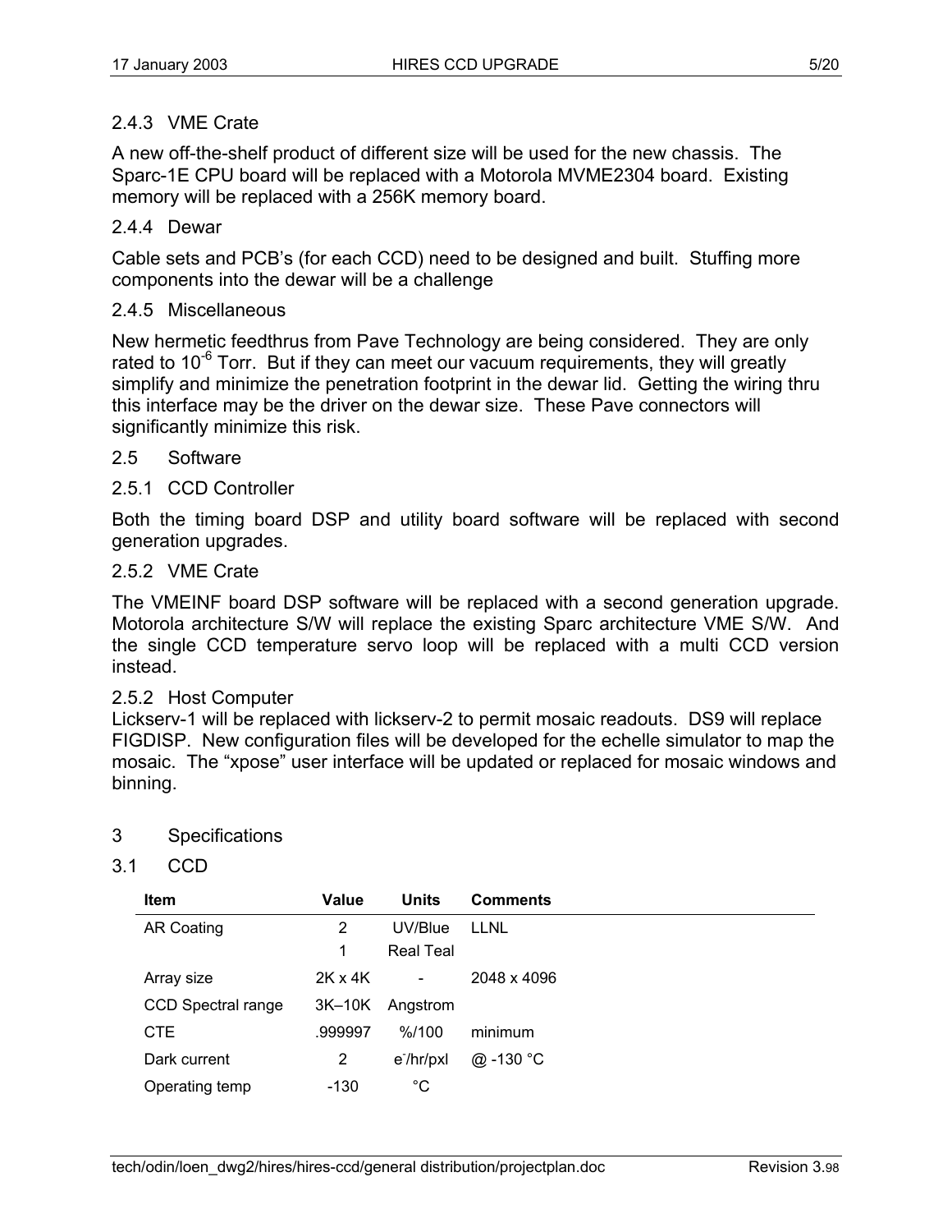### 2.4.3 VME Crate

A new off-the-shelf product of different size will be used for the new chassis. The Sparc-1E CPU board will be replaced with a Motorola MVME2304 board. Existing memory will be replaced with a 256K memory board.

### 2.4.4 Dewar

Cable sets and PCB's (for each CCD) need to be designed and built. Stuffing more components into the dewar will be a challenge

### 2.4.5 Miscellaneous

New hermetic feedthrus from Pave Technology are being considered. They are only rated to $10^{-6}$ Torr. But if they can meet our vacuum requirements, they will greatly simplify and minimize the penetration footprint in the dewar lid. Getting the wiring thru this interface may be the driver on the dewar size. These Pave connectors will significantly minimize this risk.

## 2.5 Software

### 2.5.1 CCD Controller

Both the timing board DSP and utility board software will be replaced with second generation upgrades.

### 2.5.2 VME Crate

The VMEINF board DSP software will be replaced with a second generation upgrade. Motorola architecture S/W will replace the existing Sparc architecture VME S/W. And the single CCD temperature servo loop will be replaced with a multi CCD version instead.

### 2.5.2 Host Computer

Lickserv-1 will be replaced with lickserv-2 to permit mosaic readouts. DS9 will replace FIGDISP. New configuration files will be developed for the echelle simulator to map the mosaic. The "xpose" user interface will be updated or replaced for mosaic windows and binning.

# 3 Specifications

## 3.1 CCD

| Item | Value | Units | Comments |
|---|---|---|---|
| AR Coating | 2 | UV/Blue | LLNL |
| | 1 | Real Teal | |
| Array size | 2K x 4K | - | 2048 x 4096 |
| CCD Spectral range | 3K–10K | Angstrom | |
| CTE | .999997 | %/100 | minimum |
| Dark current | 2 | $e^{-}$/hr/pxl | @ -130 °C |
| Operating temp | -130 | °C | |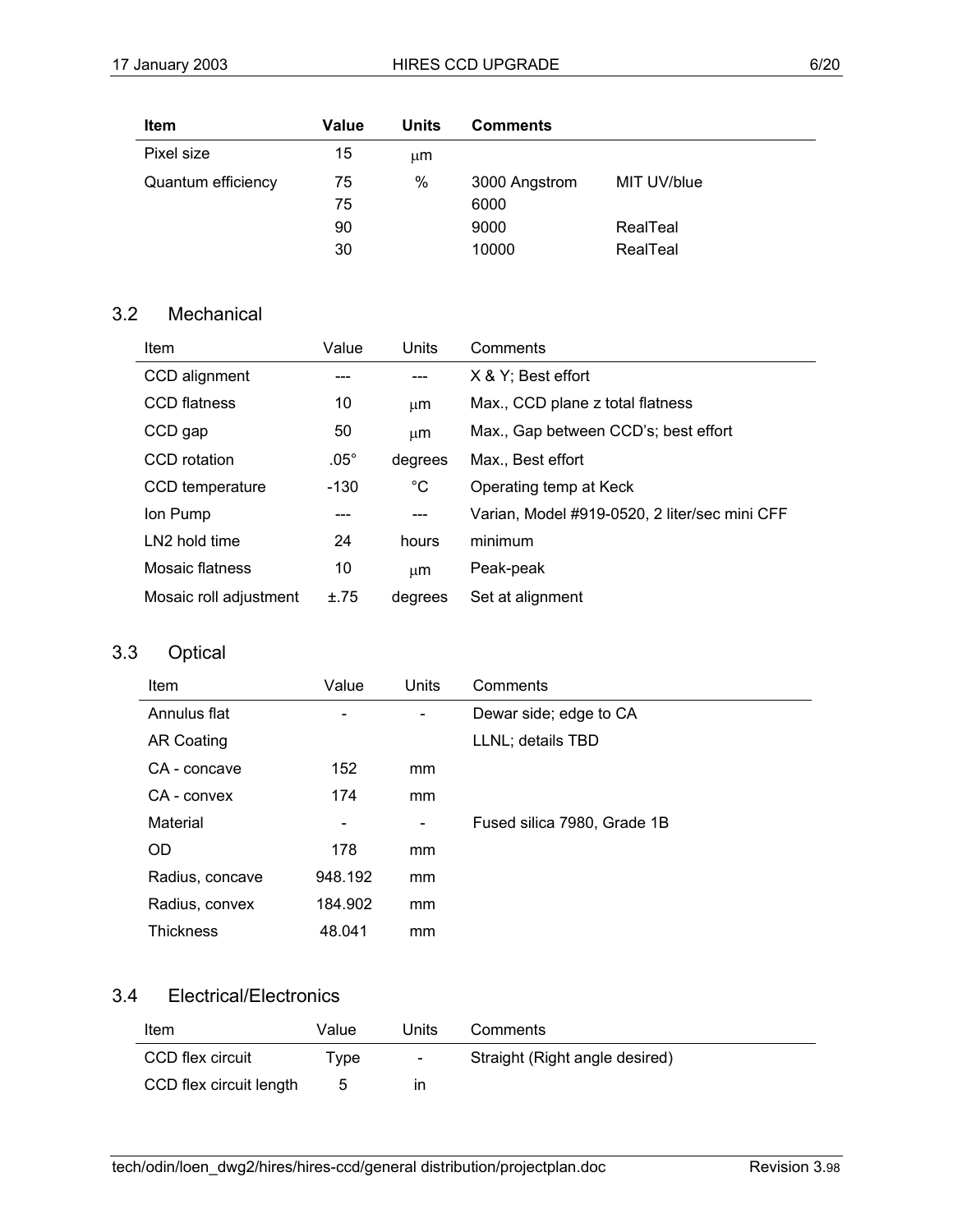| Item | Value | Units | Comments | |
|---|---|---|---|---|
| Pixel size | 15 | μm | | |
| Quantum efficiency | 75 | % | 3000 Angstrom | MIT UV/blue |
| | 75 | | 6000 | |
| | 90 | | 9000 | RealTeal |
| | 30 | | 10000 | RealTeal |

## 3.2 Mechanical

| Item | Value | Units | Comments |
|---|---|---|---|
| CCD alignment | --- | --- | X & Y; Best effort |
| CCD flatness | 10 | μm | Max., CCD plane z total flatness |
| CCD gap | 50 | μm | Max., Gap between CCD's; best effort |
| CCD rotation | .05° | degrees | Max., Best effort |
| CCD temperature | -130 | °C | Operating temp at Keck |
| Ion Pump | --- | --- | Varian, Model #919-0520, 2 liter/sec mini CFF |
| LN2 hold time | 24 | hours | minimum |
| Mosaic flatness | 10 | μm | Peak-peak |
| Mosaic roll adjustment | ±.75 | degrees | Set at alignment |

## 3.3 Optical

| Item | Value | Units | Comments |
|---|---|---|---|
| Annulus flat | - | - | Dewar side; edge to CA |
| AR Coating | | | LLNL; details TBD |
| CA - concave | 152 | mm | |
| CA - convex | 174 | mm | |
| Material | - | - | Fused silica 7980, Grade 1B |
| OD | 178 | mm | |
| Radius, concave | 948.192 | mm | |
| Radius, convex | 184.902 | mm | |
| Thickness | 48.041 | mm | |

## 3.4 Electrical/Electronics

| Item | Value | Units | Comments |
|---|---|---|---|
| CCD flex circuit | Type | - | Straight (Right angle desired) |
| CCD flex circuit length | 5 | in | |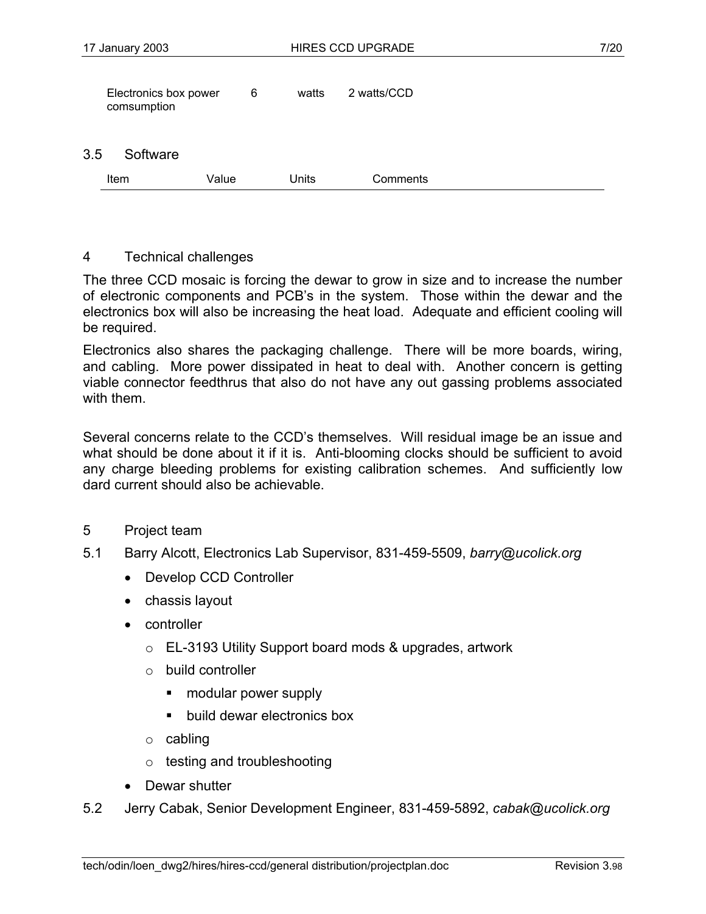| | | | |
|---|---|---|---|
| Electronics box power comsumption | 6 | watts | 2 watts/CCD |

## 3.5 Software

| Item | Value | Units | Comments |
|---|---|---|---|

# 4 Technical challenges

The three CCD mosaic is forcing the dewar to grow in size and to increase the number of electronic components and PCB's in the system. Those within the dewar and the electronics box will also be increasing the heat load. Adequate and efficient cooling will be required.

Electronics also shares the packaging challenge. There will be more boards, wiring, and cabling. More power dissipated in heat to deal with. Another concern is getting viable connector feedthrus that also do not have any out gassing problems associated with them.

Several concerns relate to the CCD's themselves. Will residual image be an issue and what should be done about it if it is. Anti-blooming clocks should be sufficient to avoid any charge bleeding problems for existing calibration schemes. And sufficiently low dard current should also be achievable.

# 5 Project team

## 5.1 Barry Alcott, Electronics Lab Supervisor, 831-459-5509, *barry@ucolick.org*

- Develop CCD Controller
- chassis layout
- controller
  - EL-3193 Utility Support board mods & upgrades, artwork
  - build controller
    - modular power supply
    - build dewar electronics box
  - cabling
  - testing and troubleshooting
- Dewar shutter

## 5.2 Jerry Cabak, Senior Development Engineer, 831-459-5892, *cabak@ucolick.org*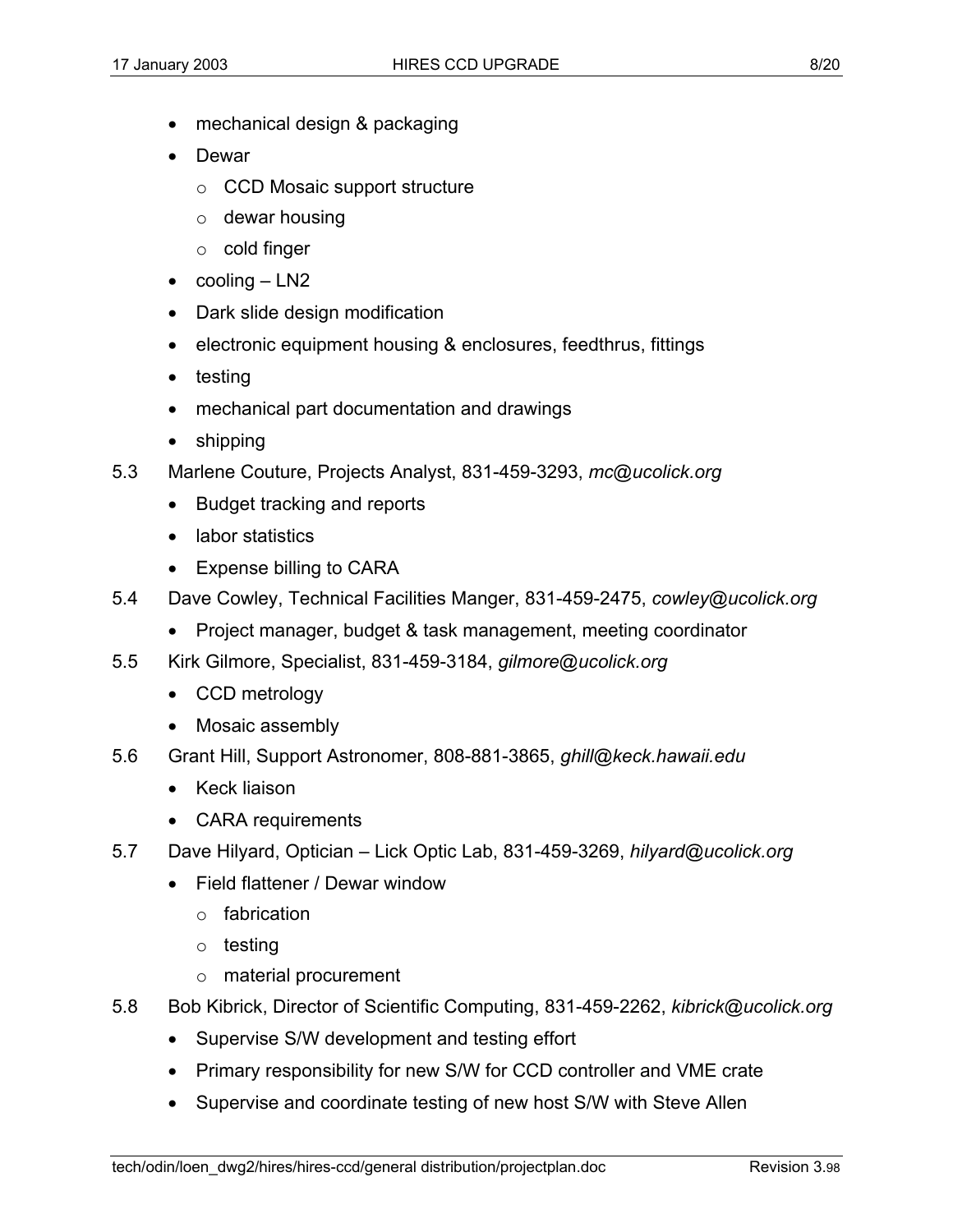- mechanical design & packaging
- Dewar
  - CCD Mosaic support structure
  - dewar housing
  - cold finger
- cooling – LN2
- Dark slide design modification
- electronic equipment housing & enclosures, feedthrus, fittings
- testing
- mechanical part documentation and drawings
- shipping

5.3 Marlene Couture, Projects Analyst, 831-459-3293, *mc@ucolick.org*

- Budget tracking and reports
- labor statistics
- Expense billing to CARA

5.4 Dave Cowley, Technical Facilities Manger, 831-459-2475, *cowley@ucolick.org*

- Project manager, budget & task management, meeting coordinator

5.5 Kirk Gilmore, Specialist, 831-459-3184, *gilmore@ucolick.org*

- CCD metrology
- Mosaic assembly

5.6 Grant Hill, Support Astronomer, 808-881-3865, *ghill@keck.hawaii.edu*

- Keck liaison
- CARA requirements

5.7 Dave Hilyard, Optician – Lick Optic Lab, 831-459-3269, *hilyard@ucolick.org*

- Field flattener / Dewar window
  - fabrication
  - testing
  - material procurement

5.8 Bob Kibrick, Director of Scientific Computing, 831-459-2262, *kibrick@ucolick.org*

- Supervise S/W development and testing effort
- Primary responsibility for new S/W for CCD controller and VME crate
- Supervise and coordinate testing of new host S/W with Steve Allen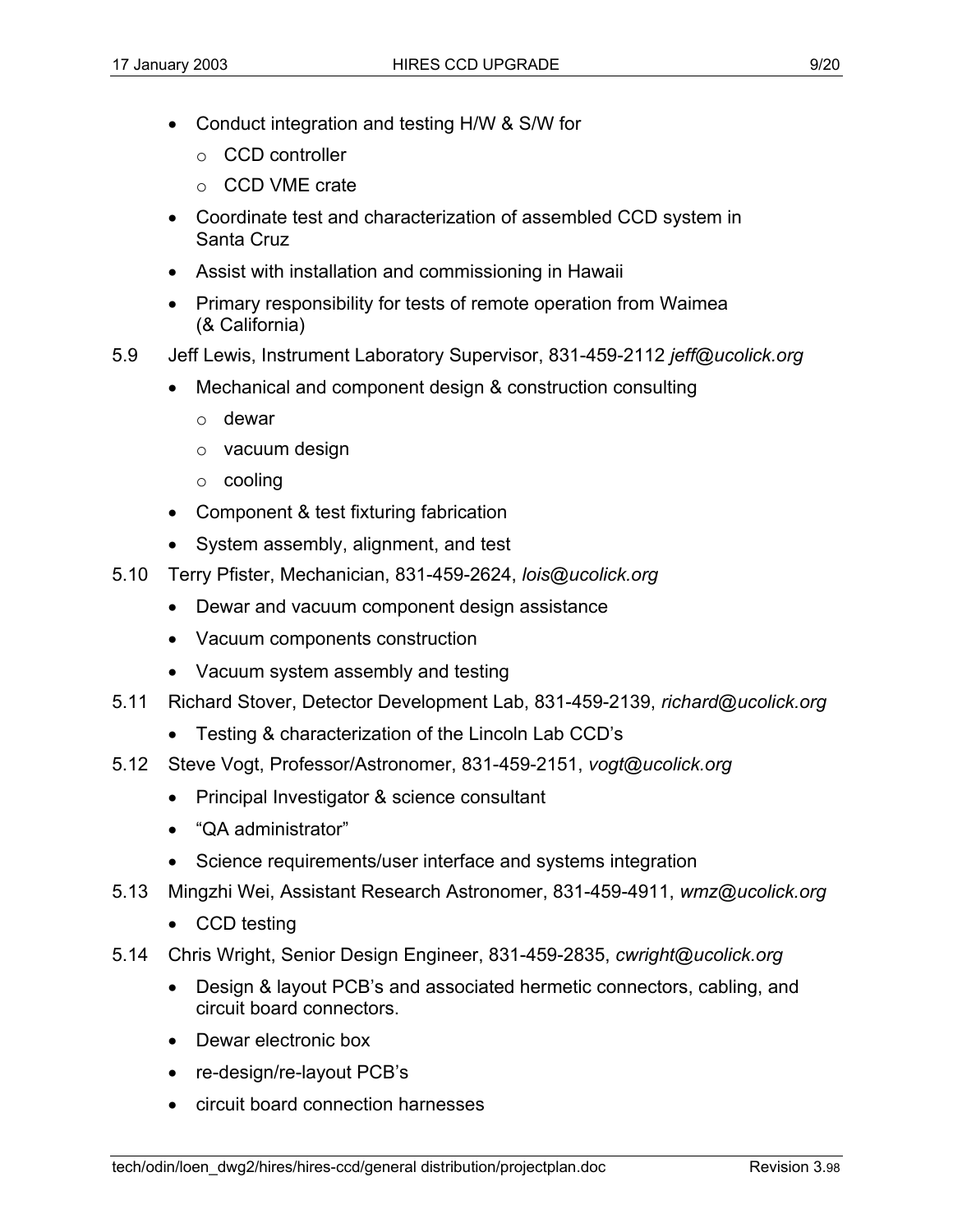- Conduct integration and testing H/W & S/W for
  - CCD controller
  - CCD VME crate
- Coordinate test and characterization of assembled CCD system in Santa Cruz
- Assist with installation and commissioning in Hawaii
- Primary responsibility for tests of remote operation from Waimea (& California)

5.9 Jeff Lewis, Instrument Laboratory Supervisor, 831-459-2112 *jeff@ucolick.org*

- Mechanical and component design & construction consulting
  - dewar
  - vacuum design
  - cooling
- Component & test fixturing fabrication
- System assembly, alignment, and test

5.10 Terry Pfister, Mechanician, 831-459-2624, *lois@ucolick.org*

- Dewar and vacuum component design assistance
- Vacuum components construction
- Vacuum system assembly and testing

5.11 Richard Stover, Detector Development Lab, 831-459-2139, *richard@ucolick.org*

- Testing & characterization of the Lincoln Lab CCD's

5.12 Steve Vogt, Professor/Astronomer, 831-459-2151, *vogt@ucolick.org*

- Principal Investigator & science consultant
- "QA administrator"
- Science requirements/user interface and systems integration

5.13 Mingzhi Wei, Assistant Research Astronomer, 831-459-4911, *wmz@ucolick.org*

- CCD testing

5.14 Chris Wright, Senior Design Engineer, 831-459-2835, *cwright@ucolick.org*

- Design & layout PCB's and associated hermetic connectors, cabling, and circuit board connectors.
- Dewar electronic box
- re-design/re-layout PCB's
- circuit board connection harnesses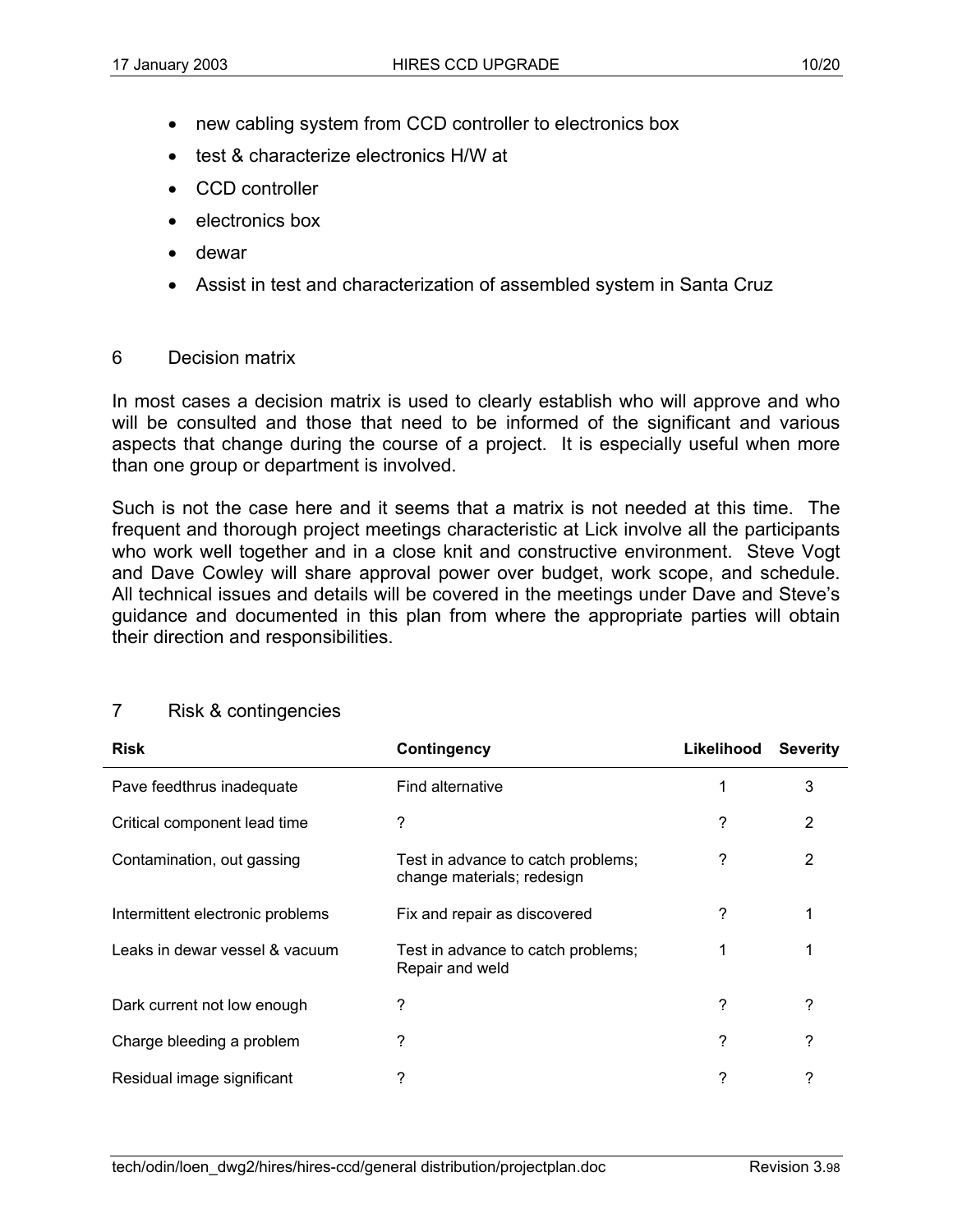- new cabling system from CCD controller to electronics box
- test & characterize electronics H/W at
- CCD controller
- electronics box
- dewar
- Assist in test and characterization of assembled system in Santa Cruz

## 6 Decision matrix

In most cases a decision matrix is used to clearly establish who will approve and who will be consulted and those that need to be informed of the significant and various aspects that change during the course of a project. It is especially useful when more than one group or department is involved.

Such is not the case here and it seems that a matrix is not needed at this time. The frequent and thorough project meetings characteristic at Lick involve all the participants who work well together and in a close knit and constructive environment. Steve Vogt and Dave Cowley will share approval power over budget, work scope, and schedule. All technical issues and details will be covered in the meetings under Dave and Steve's guidance and documented in this plan from where the appropriate parties will obtain their direction and responsibilities.

## 7 Risk & contingencies

| Risk | Contingency | Likelihood | Severity |
|---|---|---|---|
| Pave feedthrus inadequate | Find alternative | 1 | 3 |
| Critical component lead time | ? | ? | 2 |
| Contamination, out gassing | Test in advance to catch problems; change materials; redesign | ? | 2 |
| Intermittent electronic problems | Fix and repair as discovered | ? | 1 |
| Leaks in dewar vessel & vacuum | Test in advance to catch problems; Repair and weld | 1 | 1 |
| Dark current not low enough | ? | ? | ? |
| Charge bleeding a problem | ? | ? | ? |
| Residual image significant | ? | ? | ? |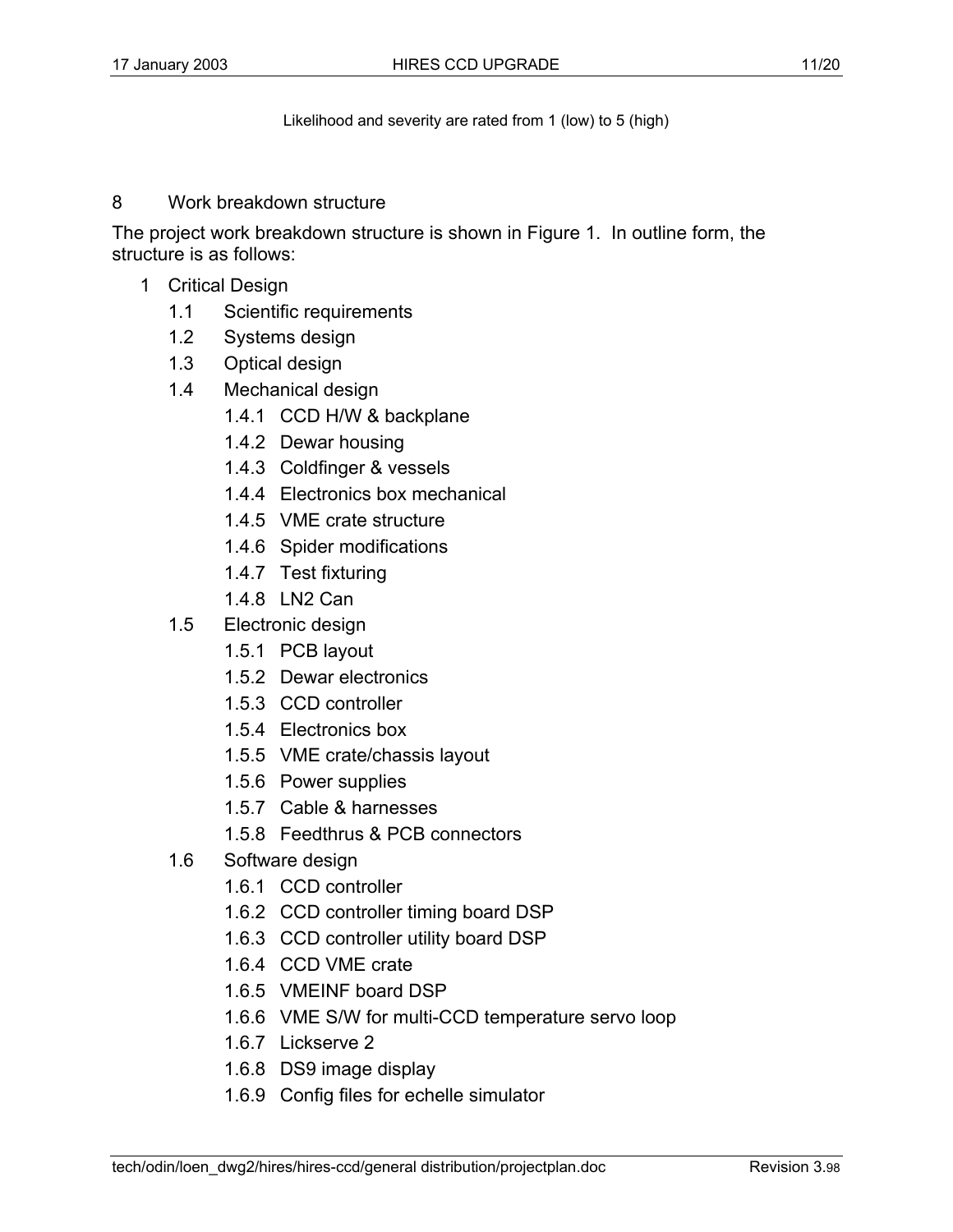Likelihood and severity are rated from 1 (low) to 5 (high)

## 8 Work breakdown structure

The project work breakdown structure is shown in Figure 1. In outline form, the structure is as follows:

- 1 Critical Design
  - 1.1 Scientific requirements
  - 1.2 Systems design
  - 1.3 Optical design
  - 1.4 Mechanical design
    - 1.4.1 CCD H/W & backplane
    - 1.4.2 Dewar housing
    - 1.4.3 Coldfinger & vessels
    - 1.4.4 Electronics box mechanical
    - 1.4.5 VME crate structure
    - 1.4.6 Spider modifications
    - 1.4.7 Test fixturing
    - 1.4.8 LN2 Can
  - 1.5 Electronic design
    - 1.5.1 PCB layout
    - 1.5.2 Dewar electronics
    - 1.5.3 CCD controller
    - 1.5.4 Electronics box
    - 1.5.5 VME crate/chassis layout
    - 1.5.6 Power supplies
    - 1.5.7 Cable & harnesses
    - 1.5.8 Feedthrus & PCB connectors
  - 1.6 Software design
    - 1.6.1 CCD controller
    - 1.6.2 CCD controller timing board DSP
    - 1.6.3 CCD controller utility board DSP
    - 1.6.4 CCD VME crate
    - 1.6.5 VMEINF board DSP
    - 1.6.6 VME S/W for multi-CCD temperature servo loop
    - 1.6.7 Lickserve 2
    - 1.6.8 DS9 image display
    - 1.6.9 Config files for echelle simulator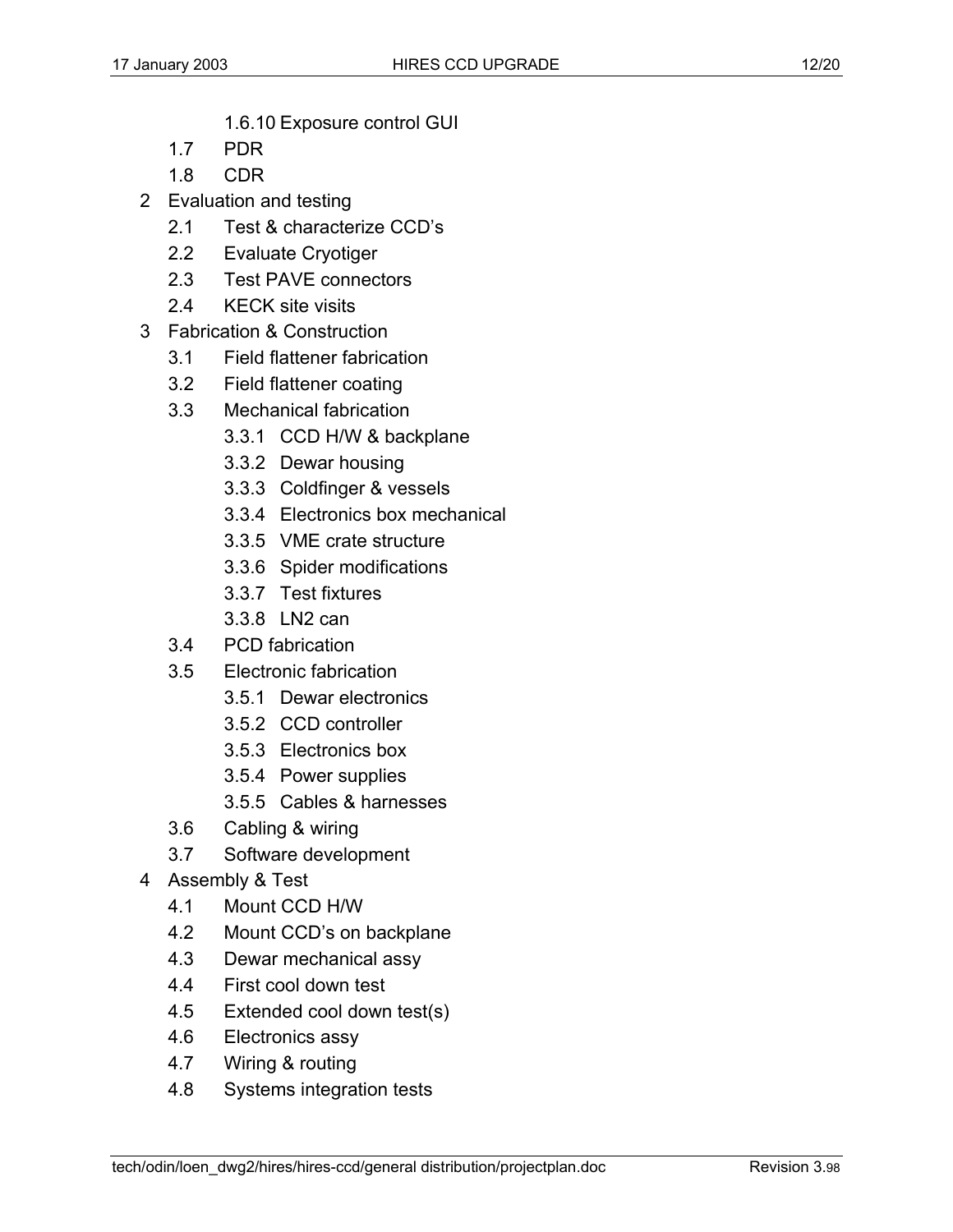- 1.6.10 Exposure control GUI
- 1.7 PDR
- 1.8 CDR

- 2 Evaluation and testing
  - 2.1 Test & characterize CCD's
  - 2.2 Evaluate Cryotiger
  - 2.3 Test PAVE connectors
  - 2.4 KECK site visits
- 3 Fabrication & Construction
  - 3.1 Field flattener fabrication
  - 3.2 Field flattener coating
  - 3.3 Mechanical fabrication
    - 3.3.1 CCD H/W & backplane
    - 3.3.2 Dewar housing
    - 3.3.3 Coldfinger & vessels
    - 3.3.4 Electronics box mechanical
    - 3.3.5 VME crate structure
    - 3.3.6 Spider modifications
    - 3.3.7 Test fixtures
    - 3.3.8 LN2 can
  - 3.4 PCD fabrication
  - 3.5 Electronic fabrication
    - 3.5.1 Dewar electronics
    - 3.5.2 CCD controller
    - 3.5.3 Electronics box
    - 3.5.4 Power supplies
    - 3.5.5 Cables & harnesses
  - 3.6 Cabling & wiring
  - 3.7 Software development
- 4 Assembly & Test
  - 4.1 Mount CCD H/W
  - 4.2 Mount CCD's on backplane
  - 4.3 Dewar mechanical assy
  - 4.4 First cool down test
  - 4.5 Extended cool down test(s)
  - 4.6 Electronics assy
  - 4.7 Wiring & routing
  - 4.8 Systems integration tests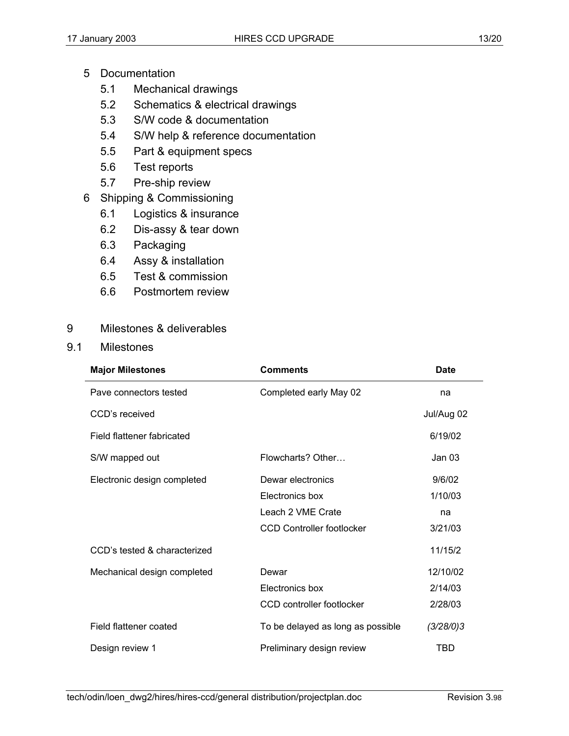5 Documentation
  - 5.1 Mechanical drawings
  - 5.2 Schematics & electrical drawings
  - 5.3 S/W code & documentation
  - 5.4 S/W help & reference documentation
  - 5.5 Part & equipment specs
  - 5.6 Test reports
  - 5.7 Pre-ship review

6 Shipping & Commissioning
  - 6.1 Logistics & insurance
  - 6.2 Dis-assy & tear down
  - 6.3 Packaging
  - 6.4 Assy & installation
  - 6.5 Test & commission
  - 6.6 Postmortem review

# 9 Milestones & deliverables

## 9.1 Milestones

| **Major Milestones** | **Comments** | **Date** |
|---|---|---|
| Pave connectors tested | Completed early May 02 | na |
| CCD's received | | Jul/Aug 02 |
| Field flattener fabricated | | 6/19/02 |
| S/W mapped out | Flowcharts? Other… | Jan 03 |
| Electronic design completed | Dewar electronics | 9/6/02 |
| | Electronics box | 1/10/03 |
| | Leach 2 VME Crate | na |
| | CCD Controller footlocker | 3/21/03 |
| CCD's tested & characterized | | 11/15/2 |
| Mechanical design completed | Dewar | 12/10/02 |
| | Electronics box | 2/14/03 |
| | CCD controller footlocker | 2/28/03 |
| Field flattener coated | To be delayed as long as possible | *(3/28/0)3* |
| Design review 1 | Preliminary design review | TBD |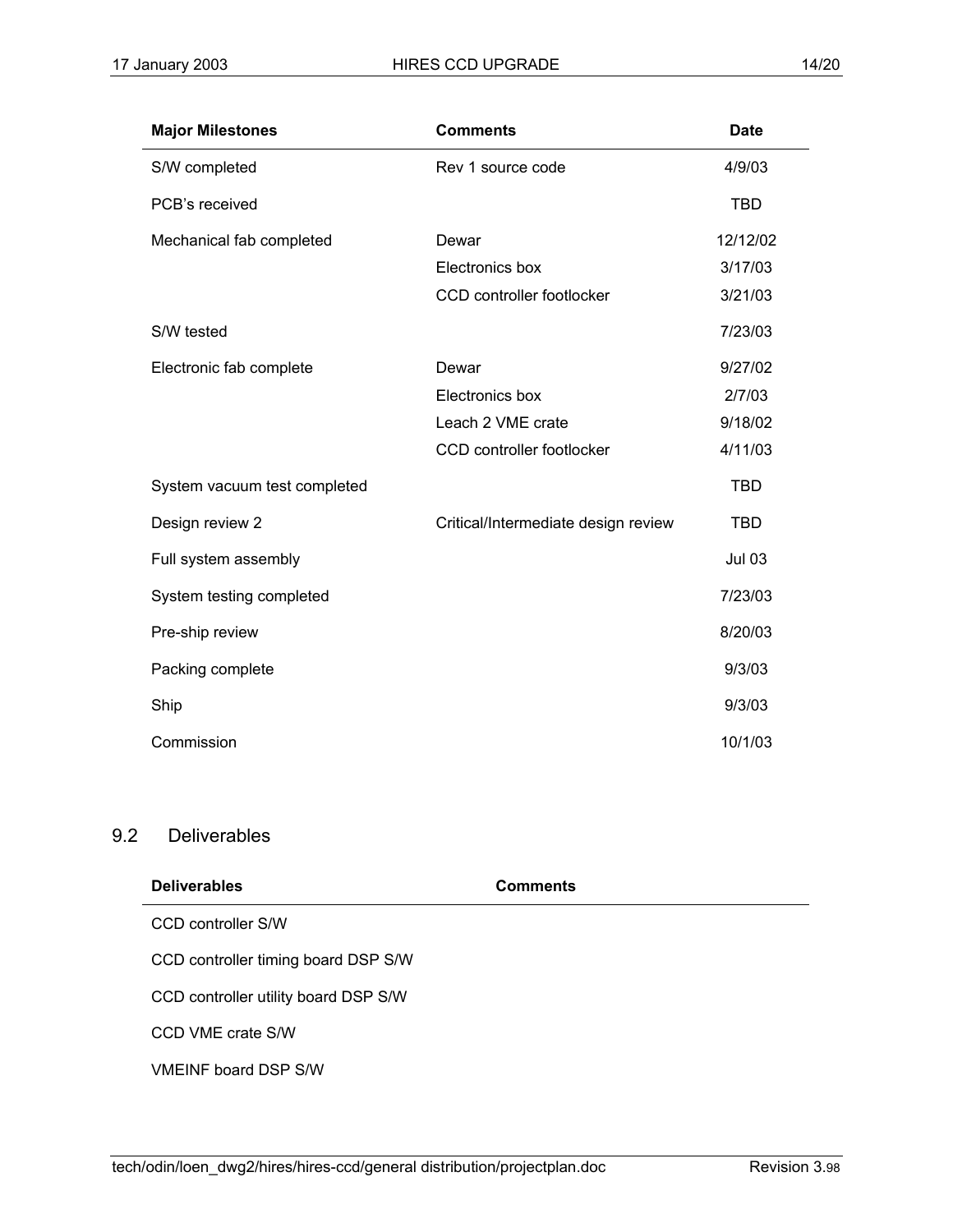| Major Milestones | Comments | Date |
|---|---|---|
| S/W completed | Rev 1 source code | 4/9/03 |
| PCB's received | | TBD |
| Mechanical fab completed | Dewar | 12/12/02 |
| | Electronics box | 3/17/03 |
| | CCD controller footlocker | 3/21/03 |
| S/W tested | | 7/23/03 |
| Electronic fab complete | Dewar | 9/27/02 |
| | Electronics box | 2/7/03 |
| | Leach 2 VME crate | 9/18/02 |
| | CCD controller footlocker | 4/11/03 |
| System vacuum test completed | | TBD |
| Design review 2 | Critical/Intermediate design review | TBD |
| Full system assembly | | Jul 03 |
| System testing completed | | 7/23/03 |
| Pre-ship review | | 8/20/03 |
| Packing complete | | 9/3/03 |
| Ship | | 9/3/03 |
| Commission | | 10/1/03 |

## 9.2 Deliverables

| Deliverables | Comments |
|---|---|
| CCD controller S/W | |
| CCD controller timing board DSP S/W | |
| CCD controller utility board DSP S/W | |
| CCD VME crate S/W | |
| VMEINF board DSP S/W | |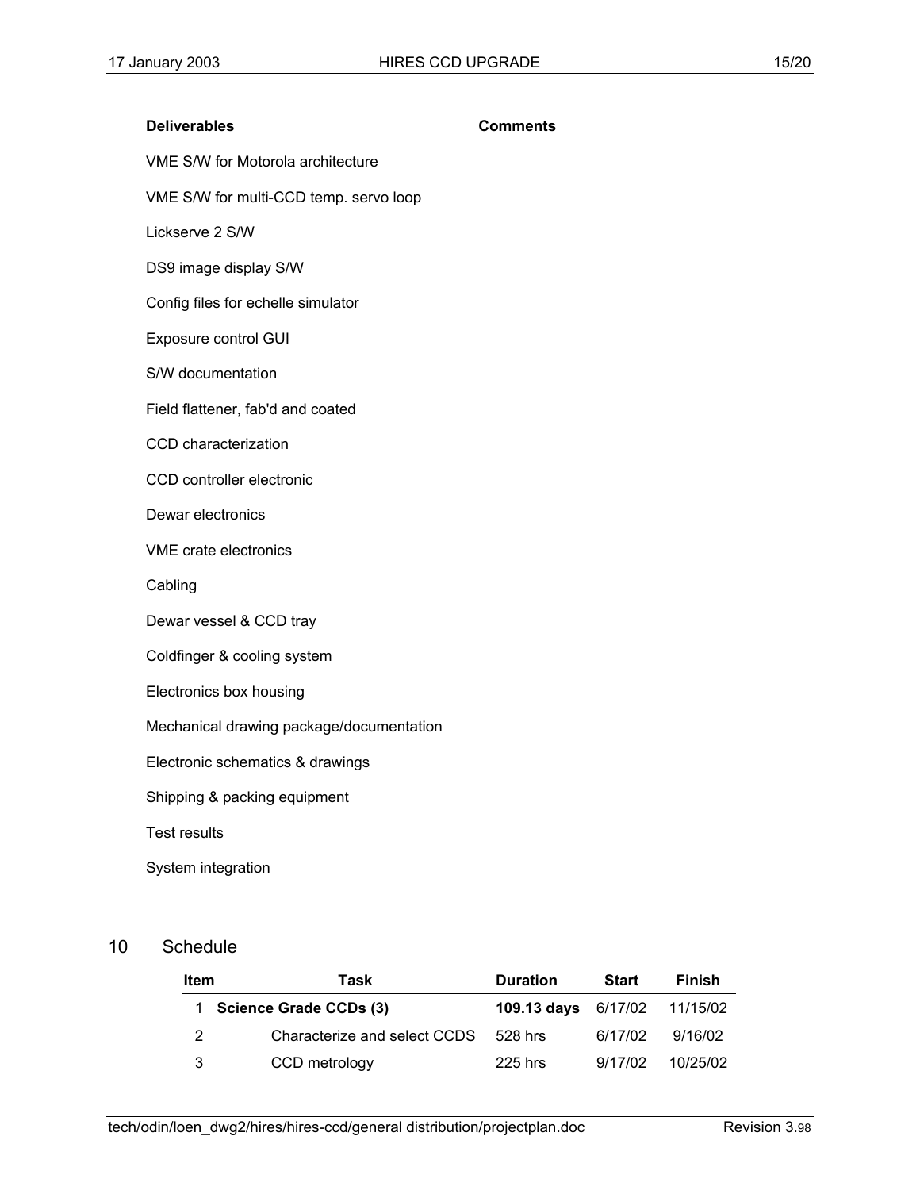| Deliverables | Comments |
|---|---|
| VME S/W for Motorola architecture | |
| VME S/W for multi-CCD temp. servo loop | |
| Lickserve 2 S/W | |
| DS9 image display S/W | |
| Config files for echelle simulator | |
| Exposure control GUI | |
| S/W documentation | |
| Field flattener, fab'd and coated | |
| CCD characterization | |
| CCD controller electronic | |
| Dewar electronics | |
| VME crate electronics | |
| Cabling | |
| Dewar vessel & CCD tray | |
| Coldfinger & cooling system | |
| Electronics box housing | |
| Mechanical drawing package/documentation | |
| Electronic schematics & drawings | |
| Shipping & packing equipment | |
| Test results | |
| System integration | |

# 10 Schedule

| Item | Task | Duration | Start | Finish |
|---|---|---|---|---|
| 1 | **Science Grade CCDs (3)** | **109.13 days** | 6/17/02 | 11/15/02 |
| 2 | Characterize and select CCDS | 528 hrs | 6/17/02 | 9/16/02 |
| 3 | CCD metrology | 225 hrs | 9/17/02 | 10/25/02 |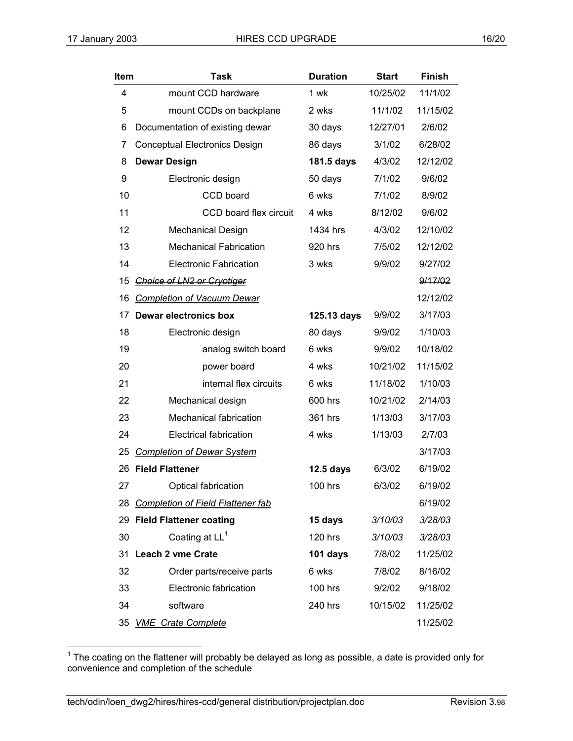| Item | Task | Duration | Start | Finish |
|---|---|---|---|---|
| 4 | mount CCD hardware | 1 wk | 10/25/02 | 11/1/02 |
| 5 | mount CCDs on backplane | 2 wks | 11/1/02 | 11/15/02 |
| 6 | Documentation of existing dewar | 30 days | 12/27/01 | 2/6/02 |
| 7 | Conceptual Electronics Design | 86 days | 3/1/02 | 6/28/02 |
| 8 | **Dewar Design** | **181.5 days** | 4/3/02 | 12/12/02 |
| 9 | Electronic design | 50 days | 7/1/02 | 9/6/02 |
| 10 | CCD board | 6 wks | 7/1/02 | 8/9/02 |
| 11 | CCD board flex circuit | 4 wks | 8/12/02 | 9/6/02 |
| 12 | Mechanical Design | 1434 hrs | 4/3/02 | 12/10/02 |
| 13 | Mechanical Fabrication | 920 hrs | 7/5/02 | 12/12/02 |
| 14 | Electronic Fabrication | 3 wks | 9/9/02 | 9/27/02 |
| 15 | ~~*Choice of LN2 or Cryotiger*~~ | | | ~~9/17/02~~ |
| 16 | *Completion of Vacuum Dewar* | | | 12/12/02 |
| 17 | **Dewar electronics box** | **125.13 days** | 9/9/02 | 3/17/03 |
| 18 | Electronic design | 80 days | 9/9/02 | 1/10/03 |
| 19 | analog switch board | 6 wks | 9/9/02 | 10/18/02 |
| 20 | power board | 4 wks | 10/21/02 | 11/15/02 |
| 21 | internal flex circuits | 6 wks | 11/18/02 | 1/10/03 |
| 22 | Mechanical design | 600 hrs | 10/21/02 | 2/14/03 |
| 23 | Mechanical fabrication | 361 hrs | 1/13/03 | 3/17/03 |
| 24 | Electrical fabrication | 4 wks | 1/13/03 | 2/7/03 |
| 25 | *Completion of Dewar System* | | | 3/17/03 |
| 26 | **Field Flattener** | **12.5 days** | 6/3/02 | 6/19/02 |
| 27 | Optical fabrication | 100 hrs | 6/3/02 | 6/19/02 |
| 28 | *Completion of Field Flattener fab* | | | 6/19/02 |
| 29 | **Field Flattener coating** | **15 days** | *3/10/03* | *3/28/03* |
| 30 | Coating at LL[1] | 120 hrs | *3/10/03* | *3/28/03* |
| 31 | **Leach 2 vme Crate** | **101 days** | 7/8/02 | 11/25/02 |
| 32 | Order parts/receive parts | 6 wks | 7/8/02 | 8/16/02 |
| 33 | Electronic fabrication | 100 hrs | 9/2/02 | 9/18/02 |
| 34 | software | 240 hrs | 10/15/02 | 11/25/02 |
| 35 | *VME Crate Complete* | | | 11/25/02 |

[1] The coating on the flattener will probably be delayed as long as possible, a date is provided only for convenience and completion of the schedule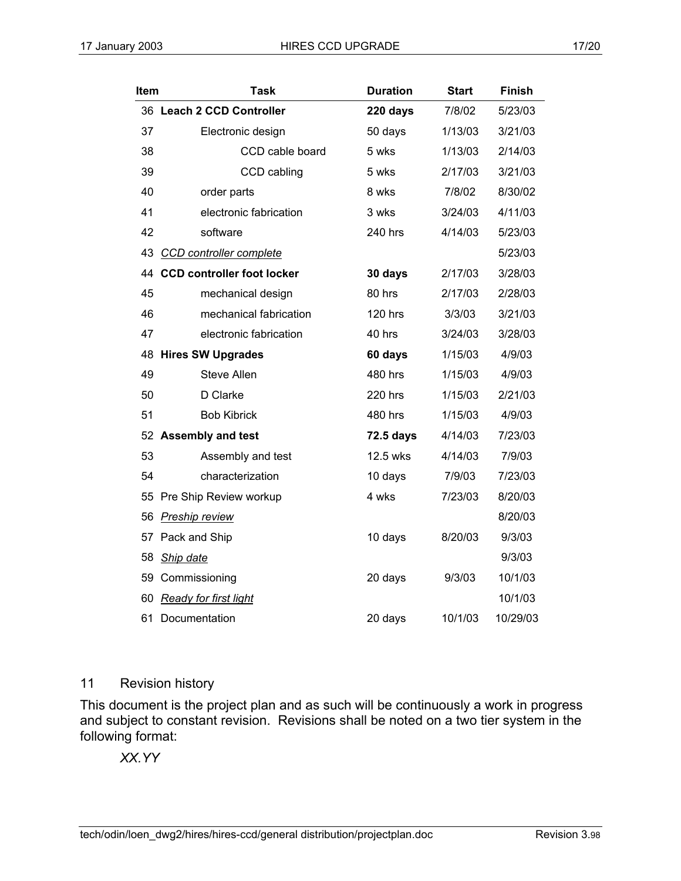| Item | Task | Duration | Start | Finish |
|---|---|---|---|---|
| 36 | **Leach 2 CCD Controller** | **220 days** | 7/8/02 | 5/23/03 |
| 37 | Electronic design | 50 days | 1/13/03 | 3/21/03 |
| 38 | CCD cable board | 5 wks | 1/13/03 | 2/14/03 |
| 39 | CCD cabling | 5 wks | 2/17/03 | 3/21/03 |
| 40 | order parts | 8 wks | 7/8/02 | 8/30/02 |
| 41 | electronic fabrication | 3 wks | 3/24/03 | 4/11/03 |
| 42 | software | 240 hrs | 4/14/03 | 5/23/03 |
| 43 | *CCD controller complete* | | | 5/23/03 |
| 44 | **CCD controller foot locker** | **30 days** | 2/17/03 | 3/28/03 |
| 45 | mechanical design | 80 hrs | 2/17/03 | 2/28/03 |
| 46 | mechanical fabrication | 120 hrs | 3/3/03 | 3/21/03 |
| 47 | electronic fabrication | 40 hrs | 3/24/03 | 3/28/03 |
| 48 | **Hires SW Upgrades** | **60 days** | 1/15/03 | 4/9/03 |
| 49 | Steve Allen | 480 hrs | 1/15/03 | 4/9/03 |
| 50 | D Clarke | 220 hrs | 1/15/03 | 2/21/03 |
| 51 | Bob Kibrick | 480 hrs | 1/15/03 | 4/9/03 |
| 52 | **Assembly and test** | **72.5 days** | 4/14/03 | 7/23/03 |
| 53 | Assembly and test | 12.5 wks | 4/14/03 | 7/9/03 |
| 54 | characterization | 10 days | 7/9/03 | 7/23/03 |
| 55 | Pre Ship Review workup | 4 wks | 7/23/03 | 8/20/03 |
| 56 | *Preship review* | | | 8/20/03 |
| 57 | Pack and Ship | 10 days | 8/20/03 | 9/3/03 |
| 58 | *Ship date* | | | 9/3/03 |
| 59 | Commissioning | 20 days | 9/3/03 | 10/1/03 |
| 60 | *Ready for first light* | | | 10/1/03 |
| 61 | Documentation | 20 days | 10/1/03 | 10/29/03 |

## 11 Revision history

This document is the project plan and as such will be continuously a work in progress and subject to constant revision. Revisions shall be noted on a two tier system in the following format:

*XX.YY*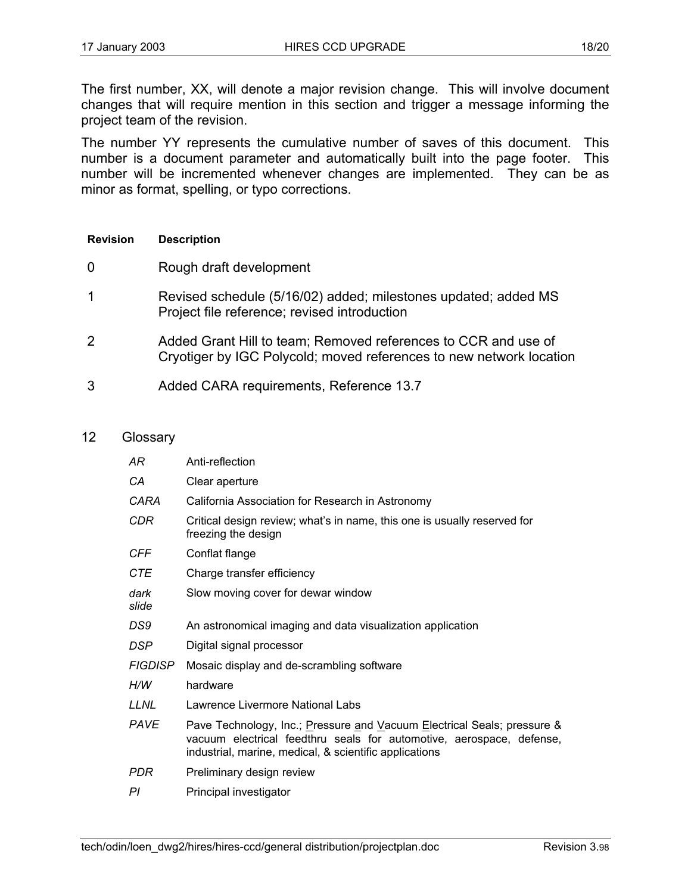The first number, XX, will denote a major revision change. This will involve document changes that will require mention in this section and trigger a message informing the project team of the revision.

The number YY represents the cumulative number of saves of this document. This number is a document parameter and automatically built into the page footer. This number will be incremented whenever changes are implemented. They can be as minor as format, spelling, or typo corrections.

| Revision | Description |
|---|---|
| 0 | Rough draft development |
| 1 | Revised schedule (5/16/02) added; milestones updated; added MS Project file reference; revised introduction |
| 2 | Added Grant Hill to team; Removed references to CCR and use of Cryotiger by IGC Polycold; moved references to new network location |
| 3 | Added CARA requirements, Reference 13.7 |

## 12 Glossary

| | |
|---|---|
| *AR* | Anti-reflection |
| *CA* | Clear aperture |
| *CARA* | California Association for Research in Astronomy |
| *CDR* | Critical design review; what's in name, this one is usually reserved for freezing the design |
| *CFF* | Conflat flange |
| *CTE* | Charge transfer efficiency |
| *dark slide* | Slow moving cover for dewar window |
| *DS9* | An astronomical imaging and data visualization application |
| *DSP* | Digital signal processor |
| *FIGDISP* | Mosaic display and de-scrambling software |
| *H/W* | hardware |
| *LLNL* | Lawrence Livermore National Labs |
| *PAVE* | Pave Technology, Inc.; Pressure and Vacuum Electrical Seals; pressure & vacuum electrical feedthru seals for automotive, aerospace, defense, industrial, marine, medical, & scientific applications |
| *PDR* | Preliminary design review |
| *PI* | Principal investigator |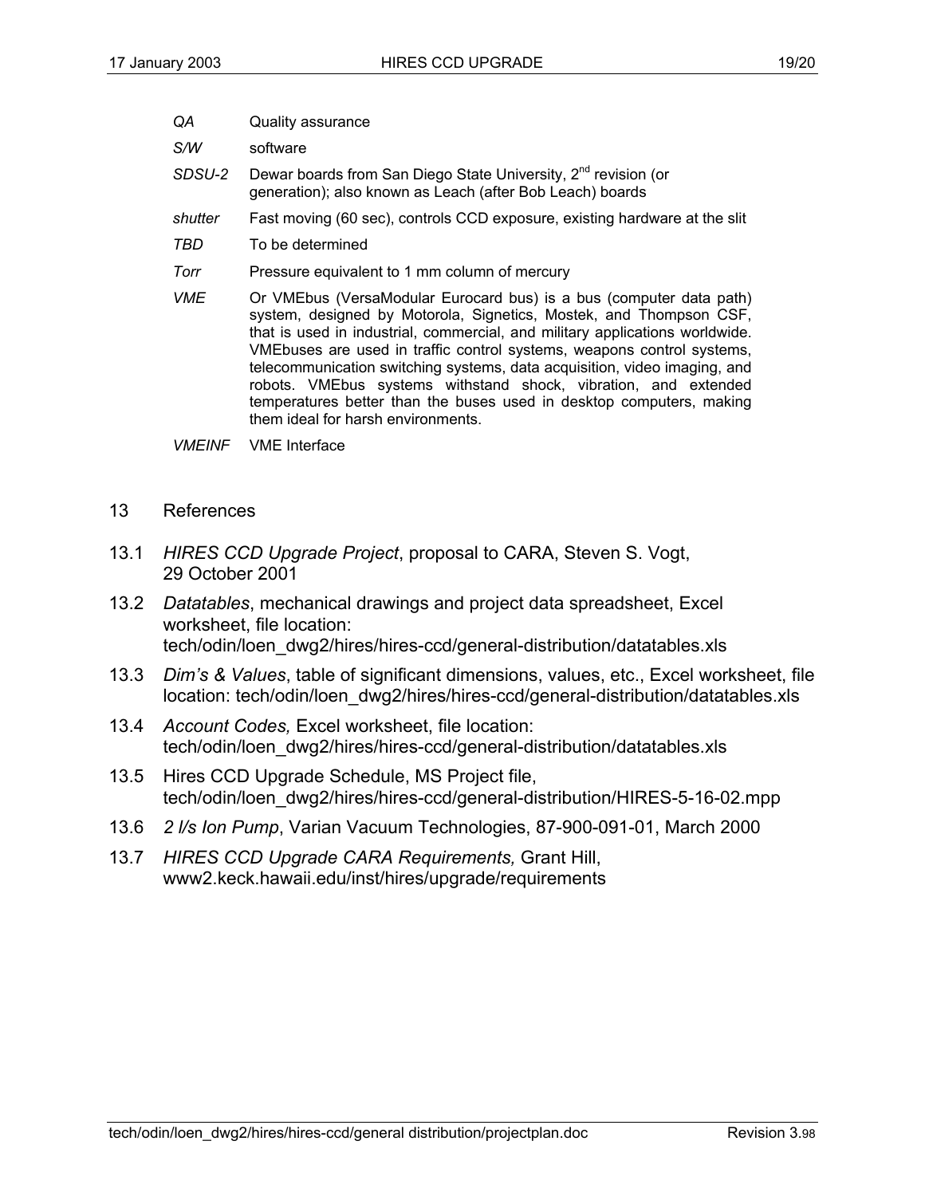*QA* Quality assurance

*S/W* software

*SDSU-2* Dewar boards from San Diego State University, 2nd revision (or generation); also known as Leach (after Bob Leach) boards

*shutter* Fast moving (60 sec), controls CCD exposure, existing hardware at the slit

*TBD* To be determined

*Torr* Pressure equivalent to 1 mm column of mercury

*VME* Or VMEbus (VersaModular Eurocard bus) is a bus (computer data path) system, designed by Motorola, Signetics, Mostek, and Thompson CSF, that is used in industrial, commercial, and military applications worldwide. VMEbuses are used in traffic control systems, weapons control systems, telecommunication switching systems, data acquisition, video imaging, and robots. VMEbus systems withstand shock, vibration, and extended temperatures better than the buses used in desktop computers, making them ideal for harsh environments.

*VMEINF* VME Interface

# 13 References

13.1 *HIRES CCD Upgrade Project*, proposal to CARA, Steven S. Vogt, 29 October 2001

13.2 *Datatables*, mechanical drawings and project data spreadsheet, Excel worksheet, file location: tech/odin/loen_dwg2/hires/hires-ccd/general-distribution/datatables.xls

13.3 *Dim's & Values*, table of significant dimensions, values, etc., Excel worksheet, file location: tech/odin/loen_dwg2/hires/hires-ccd/general-distribution/datatables.xls

13.4 *Account Codes,* Excel worksheet, file location: tech/odin/loen_dwg2/hires/hires-ccd/general-distribution/datatables.xls

13.5 Hires CCD Upgrade Schedule, MS Project file, tech/odin/loen_dwg2/hires/hires-ccd/general-distribution/HIRES-5-16-02.mpp

13.6 *2 l/s Ion Pump*, Varian Vacuum Technologies, 87-900-091-01, March 2000

13.7 *HIRES CCD Upgrade CARA Requirements,* Grant Hill, www2.keck.hawaii.edu/inst/hires/upgrade/requirements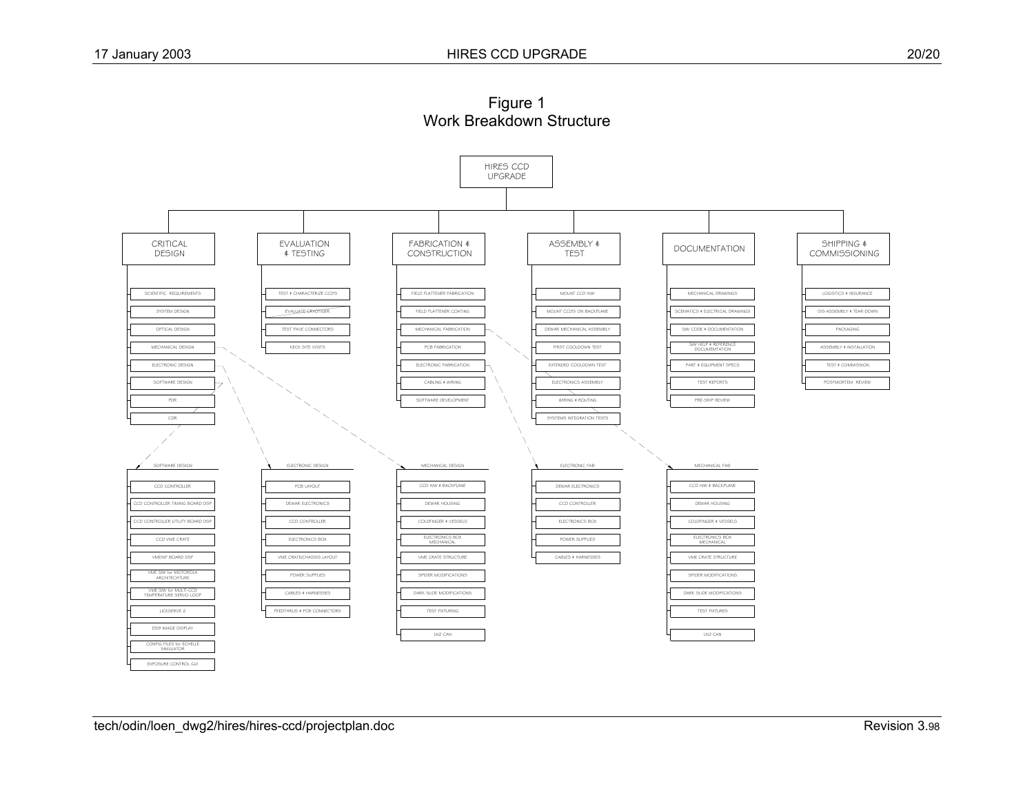Figure 1
Work Breakdown Structure

HIRES CCD UPGRADE

- CRITICAL DESIGN
  - SCIENTIFIC REQUIREMENTS
  - SYSTEM DESIGN
  - OPTICAL DESIGN
  - MECHANICAL DESIGN
  - ELECTRONIC DESIGN
  - SOFTWARE DESIGN
  - PDR
  - CDR
- EVALUATION & TESTING
  - TEST & CHARACTERIZE CCD'S
  - EVALUATE CRYOTIGER
  - TEST PAVE CONNECTORS
  - KECK SITE VISITS
- FABRICATION & CONSTRUCTION
  - FIELD FLATTENER FABRICATION
  - FIELD FLATTENER COATING
  - MECHANICAL FABRICATION
  - PCB FABRICATION
  - ELECTRONIC FABRICATION
  - CABLING & WIRING
  - SOFTWARE DEVELOPMENT
- ASSEMBLY & TEST
  - MOUNT CCD H/W
  - MOUNT CCD'S ON BACKPLANE
  - DEWAR MECHANICAL ASSEMBLY
  - FIRST COOLDOWN TEST
  - EXTENDED COOLDOWN TEST
  - ELECTRONICS ASSEMBLY
  - WIRING & ROUTING
  - SYSTEMS INTEGRATION TESTS
- DOCUMENTATION
  - MECHANICAL DRAWINGS
  - SCEMATICS & ELECTRICAL DRAWINGS
  - S/W CODE & DOCUMENTATION
  - S/W HELP & REFERENCE DOCUMENTATION
  - PART & EQUIPMENT SPECS
  - TEST REPORTS
  - PRE-SHIP REVIEW
- SHIPPING & COMMISSIONING
  - LOGISTICS & INSURANCE
  - DIS-ASSEMBLY & TEAR-DOWN
  - PACKAGING
  - ASSEMBLY & INSTALLATION
  - TEST & COMMISSION
  - POSTMORTEM REVIEW

SOFTWARE DESIGN
- CCD CONTROLLER
- CCD CONTROLLER TIMING BOARD DSP
- CCD CONTROLLER UTILITY BOARD DSP
- CCD VME CRATE
- VMEINF BOARD DSP
- VME S/W for MOTOROLA ARCHITECHTURE
- VME S/W for MULTI-CCD TEMPERATURE SERVO LOOP
- LICKSERVE 2
- DS9 IMAGE DISPLAY
- CONFIG FILES for ECHELLE SIMULATOR
- EXPOSURE CONTROL GUI

ELECTRONIC DESIGN
- PCB LAYOUT
- DEWAR ELECTRONICS
- CCD CONTROLLER
- ELECTRONICS BOX
- VME CRATE/CHASSIS LAYOUT
- POWER SUPPLIES
- CABLES & HARNESSES
- FEEDTHRUS & PCB CONNECTORS

MECHANICAL DESIGN
- CCD H/W & BACKPLANE
- DEWAR HOUSING
- COLDFINGER & VESSELS
- ELECTRONICS BOX MECHANICAL
- VME CRATE STRUCTURE
- SPIDER MODIFICATIONS
- DARK SLIDE MODIFICATIONS
- TEST FIXTURING
- LN2 CAN

ELECTRONIC FAB
- DEWAR ELECTRONICS
- CCD CONTROLLER
- ELECTRONICS BOX
- POWER SUPPLIES
- CABLES & HARNESSES

MECHANICAL FAB
- CCD H/W & BACKPLANE
- DEWAR HOUSING
- COLDFINGER & VESSELS
- ELECTRONICS BOX MECHANICAL
- VME CRATE STRUCTURE
- SPIDER MODIFICATIONS
- DARK SLIDE MODIFICATIONS
- TEST FIXTURES
- LN2 CAN